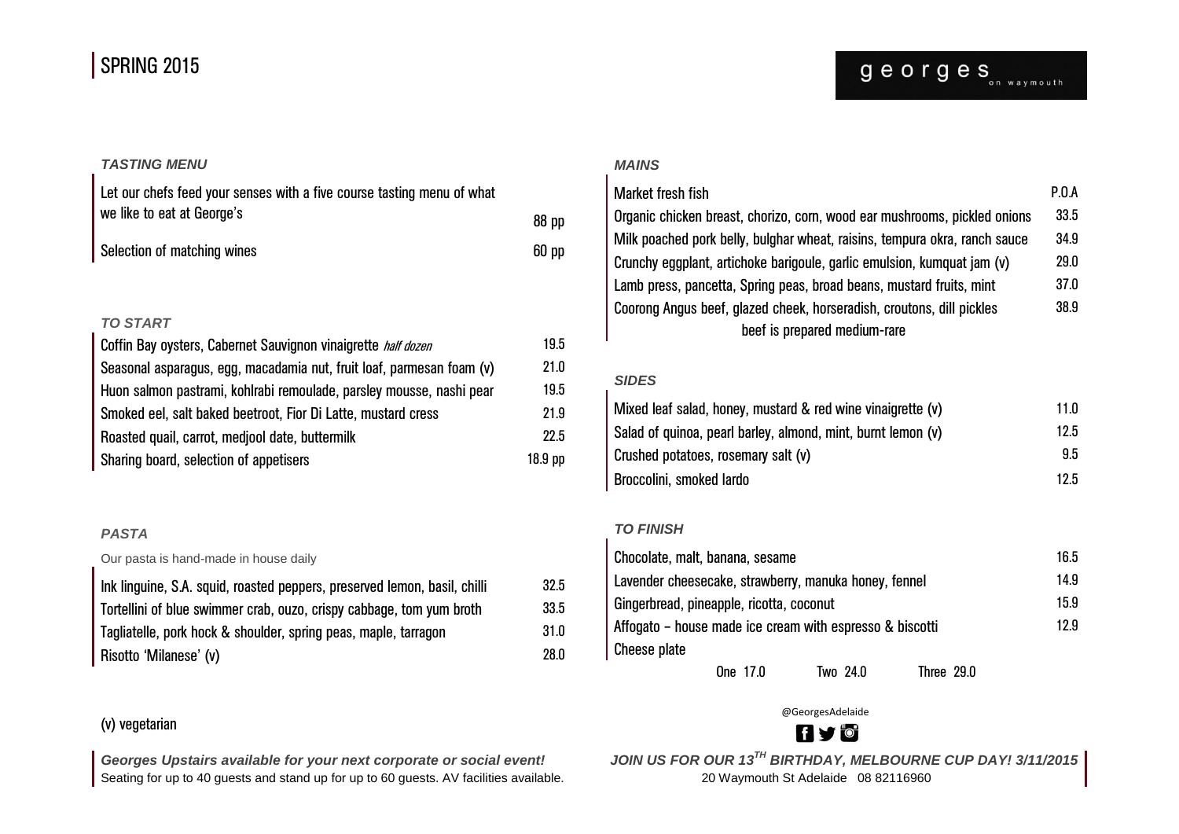# SPRING 2015

**georges** on waymouth

### *TASTING MENU*

| | |
|---|---|
| Let our chefs feed your senses with a five course tasting menu of what we like to eat at George's | 88 pp |
| Selection of matching wines | 60 pp |

### *TO START*

| | |
|---|---|
| Coffin Bay oysters, Cabernet Sauvignon vinaigrette *half dozen* | 19.5 |
| Seasonal asparagus, egg, macadamia nut, fruit loaf, parmesan foam (v) | 21.0 |
| Huon salmon pastrami, kohlrabi remoulade, parsley mousse, nashi pear | 19.5 |
| Smoked eel, salt baked beetroot, Fior Di Latte, mustard cress | 21.9 |
| Roasted quail, carrot, medjool date, buttermilk | 22.5 |
| Sharing board, selection of appetisers | 18.9 pp |

### *PASTA*

Our pasta is hand-made in house daily

| | |
|---|---|
| Ink linguine, S.A. squid, roasted peppers, preserved lemon, basil, chilli | 32.5 |
| Tortellini of blue swimmer crab, ouzo, crispy cabbage, tom yum broth | 33.5 |
| Tagliatelle, pork hock & shoulder, spring peas, maple, tarragon | 31.0 |
| Risotto 'Milanese' (v) | 28.0 |

(v) vegetarian

### *MAINS*

| | |
|---|---|
| Market fresh fish | P.O.A |
| Organic chicken breast, chorizo, corn, wood ear mushrooms, pickled onions | 33.5 |
| Milk poached pork belly, bulghar wheat, raisins, tempura okra, ranch sauce | 34.9 |
| Crunchy eggplant, artichoke barigoule, garlic emulsion, kumquat jam (v) | 29.0 |
| Lamb press, pancetta, Spring peas, broad beans, mustard fruits, mint | 37.0 |
| Coorong Angus beef, glazed cheek, horseradish, croutons, dill pickles | 38.9 |

beef is prepared medium-rare

### *SIDES*

| | |
|---|---|
| Mixed leaf salad, honey, mustard & red wine vinaigrette (v) | 11.0 |
| Salad of quinoa, pearl barley, almond, mint, burnt lemon (v) | 12.5 |
| Crushed potatoes, rosemary salt (v) | 9.5 |
| Broccolini, smoked lardo | 12.5 |

### *TO FINISH*

| | |
|---|---|
| Chocolate, malt, banana, sesame | 16.5 |
| Lavender cheesecake, strawberry, manuka honey, fennel | 14.9 |
| Gingerbread, pineapple, ricotta, coconut | 15.9 |
| Affogato – house made ice cream with espresso & biscotti | 12.9 |
| Cheese plate | |

One 17.0 Two 24.0 Three 29.0

@GeorgesAdelaide

***Georges Upstairs available for your next corporate or social event!***
Seating for up to 40 guests and stand up for up to 60 guests. AV facilities available.

***JOIN US FOR OUR 13TH BIRTHDAY, MELBOURNE CUP DAY! 3/11/2015***
20 Waymouth St Adelaide 08 82116960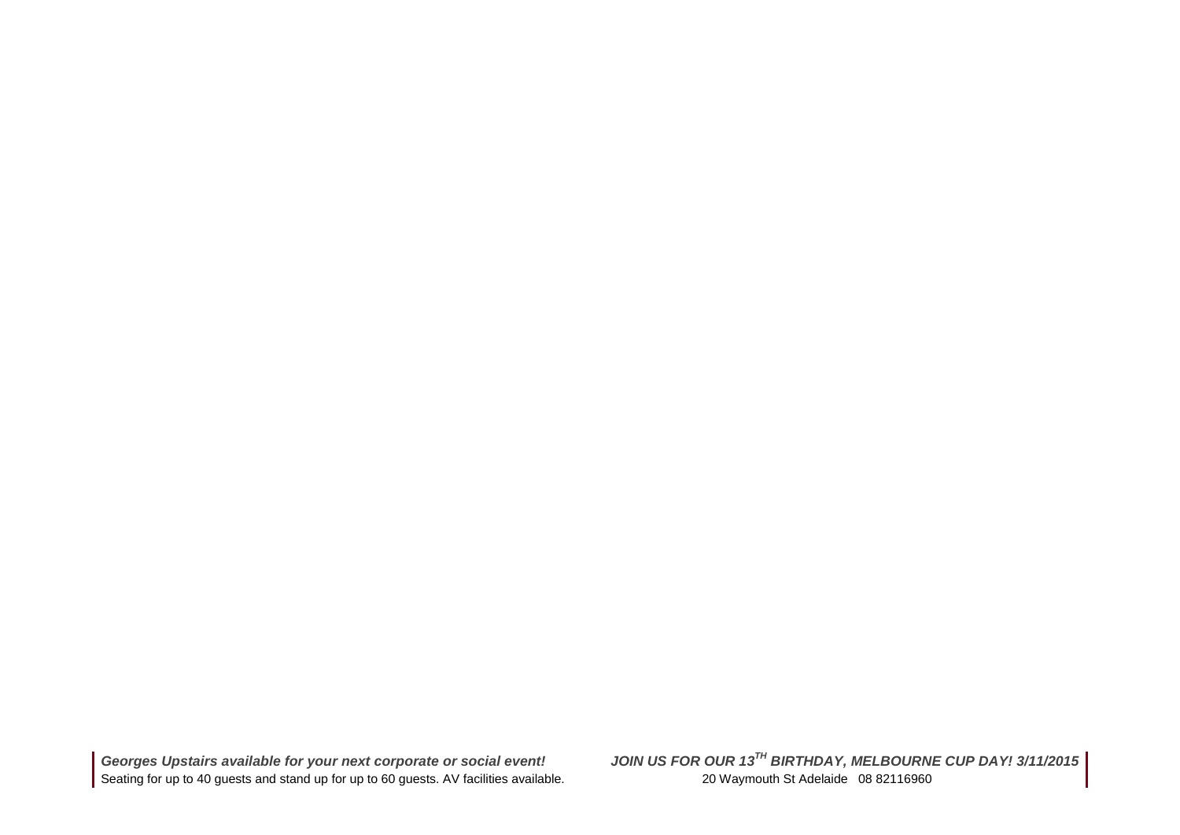***Georges Upstairs available for your next corporate or social event!***
Seating for up to 40 guests and stand up for up to 60 guests. AV facilities available.

***JOIN US FOR OUR 13TH BIRTHDAY, MELBOURNE CUP DAY! 3/11/2015***
20 Waymouth St Adelaide 08 82116960